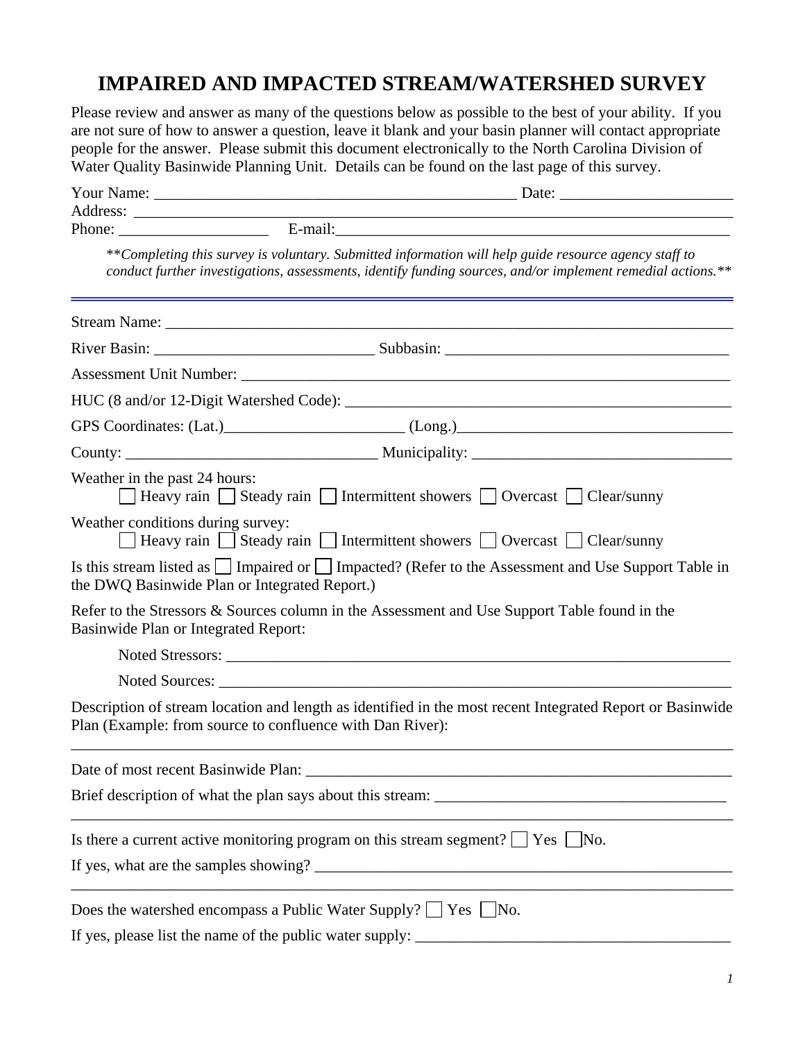# IMPAIRED AND IMPACTED STREAM/WATERSHED SURVEY

Please review and answer as many of the questions below as possible to the best of your ability. If you are not sure of how to answer a question, leave it blank and your basin planner will contact appropriate people for the answer. Please submit this document electronically to the North Carolina Division of Water Quality Basinwide Planning Unit. Details can be found on the last page of this survey.

Your Name: _______________________________________________ Date: _____________________
Address: ___________________________________________________________________________
Phone: ___________________ E-mail:__________________________________________________

*\*\*Completing this survey is voluntary. Submitted information will help guide resource agency staff to conduct further investigations, assessments, identify funding sources, and/or implement remedial actions.\*\**

---

Stream Name: _______________________________________________________________________

River Basin: ____________________________ Subbasin: ____________________________________

Assessment Unit Number: ____________________________________________________________

HUC (8 and/or 12-Digit Watershed Code): ________________________________________________

GPS Coordinates: (Lat.)______________________ (Long.)__________________________________

County: ________________________________ Municipality: _______________________________

Weather in the past 24 hours:
☐ Heavy rain ☐ Steady rain ☐ Intermittent showers ☐ Overcast ☐ Clear/sunny

Weather conditions during survey:
☐ Heavy rain ☐ Steady rain ☐ Intermittent showers ☐ Overcast ☐ Clear/sunny

Is this stream listed as ☐ Impaired or ☐ Impacted? (Refer to the Assessment and Use Support Table in the DWQ Basinwide Plan or Integrated Report.)

Refer to the Stressors & Sources column in the Assessment and Use Support Table found in the Basinwide Plan or Integrated Report:

Noted Stressors: _________________________________________________________________

Noted Sources: __________________________________________________________________

Description of stream location and length as identified in the most recent Integrated Report or Basinwide Plan (Example: from source to confluence with Dan River):
___________________________________________________________________________________

Date of most recent Basinwide Plan: _____________________________________________________

Brief description of what the plan says about this stream: ____________________________________
___________________________________________________________________________________

Is there a current active monitoring program on this stream segment? ☐ Yes ☐ No.

If yes, what are the samples showing? ___________________________________________________
___________________________________________________________________________________

Does the watershed encompass a Public Water Supply? ☐ Yes ☐ No.

If yes, please list the name of the public water supply: _______________________________________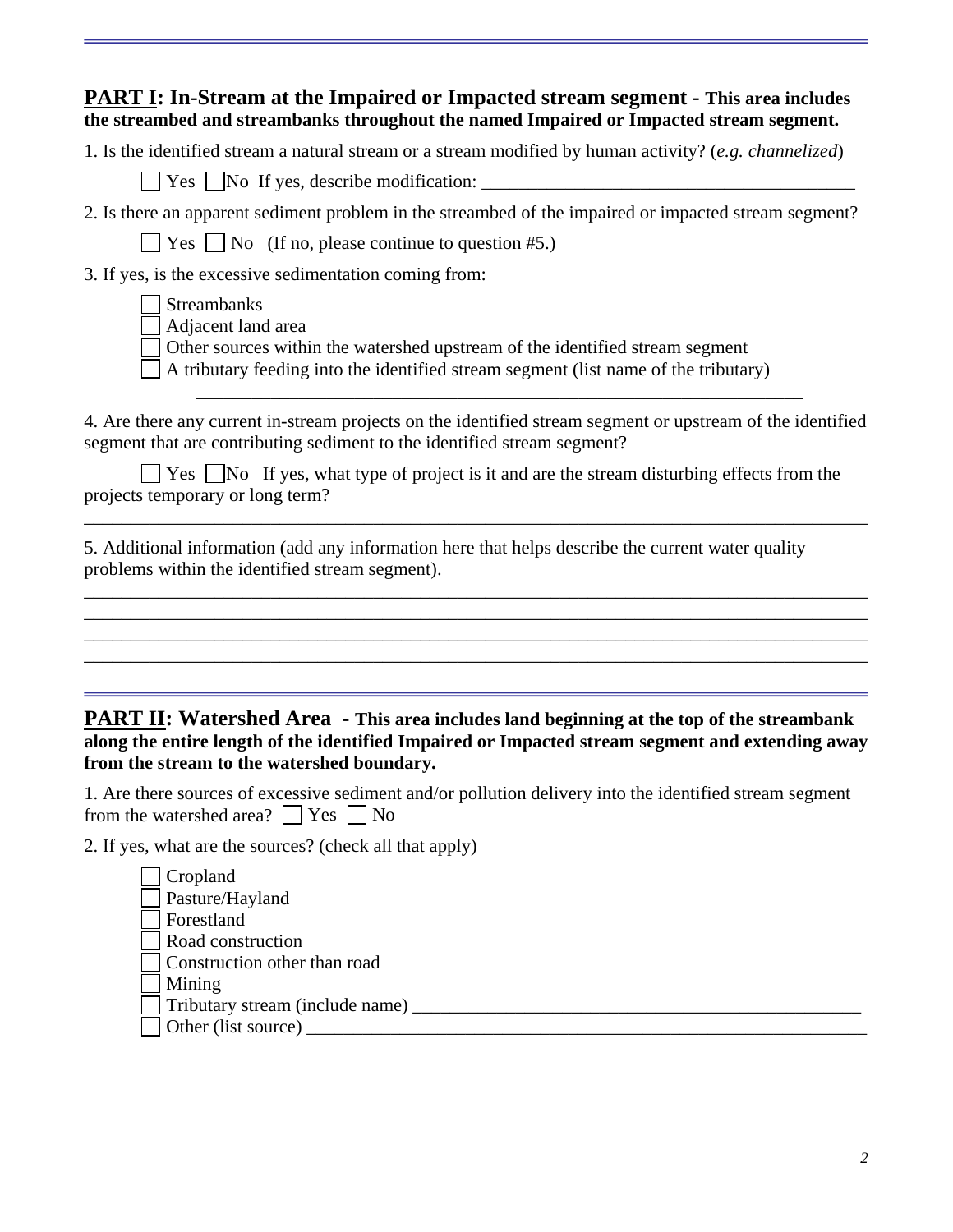---

## **PART I: In-Stream at the Impaired or Impacted stream segment - This area includes the streambed and streambanks throughout the named Impaired or Impacted stream segment.**

1. Is the identified stream a natural stream or a stream modified by human activity? (*e.g. channelized*)

   ☐ Yes ☐ No If yes, describe modification: ________________________________________

2. Is there an apparent sediment problem in the streambed of the impaired or impacted stream segment?

   ☐ Yes ☐ No (If no, please continue to question #5.)

3. If yes, is the excessive sedimentation coming from:

   ☐ Streambanks
   ☐ Adjacent land area
   ☐ Other sources within the watershed upstream of the identified stream segment
   ☐ A tributary feeding into the identified stream segment (list name of the tributary)
   ________________________________________________________________

4. Are there any current in-stream projects on the identified stream segment or upstream of the identified segment that are contributing sediment to the identified stream segment?

   ☐ Yes ☐ No If yes, what type of project is it and are the stream disturbing effects from the projects temporary or long term?
   ________________________________________________________________________________

5. Additional information (add any information here that helps describe the current water quality problems within the identified stream segment).

________________________________________________________________________________
________________________________________________________________________________
________________________________________________________________________________
________________________________________________________________________________

---

## **PART II: Watershed Area - This area includes land beginning at the top of the streambank along the entire length of the identified Impaired or Impacted stream segment and extending away from the stream to the watershed boundary.**

1. Are there sources of excessive sediment and/or pollution delivery into the identified stream segment from the watershed area? ☐ Yes ☐ No

2. If yes, what are the sources? (check all that apply)

   ☐ Cropland
   ☐ Pasture/Hayland
   ☐ Forestland
   ☐ Road construction
   ☐ Construction other than road
   ☐ Mining
   ☐ Tributary stream (include name) __________________________________________________
   ☐ Other (list source) ____________________________________________________________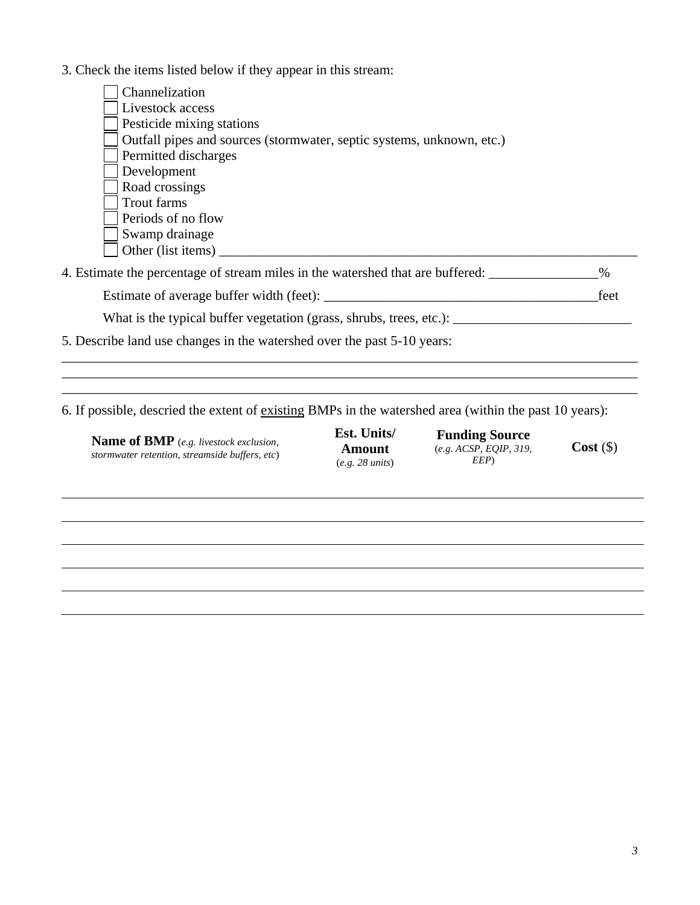3. Check the items listed below if they appear in this stream:

- [ ] Channelization
- [ ] Livestock access
- [ ] Pesticide mixing stations
- [ ] Outfall pipes and sources (stormwater, septic systems, unknown, etc.)
- [ ] Permitted discharges
- [ ] Development
- [ ] Road crossings
- [ ] Trout farms
- [ ] Periods of no flow
- [ ] Swamp drainage
- [ ] Other (list items) ________________________________________________________________

4. Estimate the percentage of stream miles in the watershed that are buffered: _______________%

Estimate of average buffer width (feet): _______________________________________feet

What is the typical buffer vegetation (grass, shrubs, trees, etc.): _________________________

5. Describe land use changes in the watershed over the past 5-10 years:

______________________________________________________________________________________
______________________________________________________________________________________
______________________________________________________________________________________

6. If possible, descried the extent of existing BMPs in the watershed area (within the past 10 years):

| **Name of BMP** (*e.g. livestock exclusion, stormwater retention, streamside buffers, etc*) | **Est. Units/ Amount** (*e.g. 28 units*) | **Funding Source** (*e.g. ACSP, EQIP, 319, EEP*) | **Cost** ($) |
|---|---|---|---|
| | | | |
| | | | |
| | | | |
| | | | |
| | | | |
| | | | |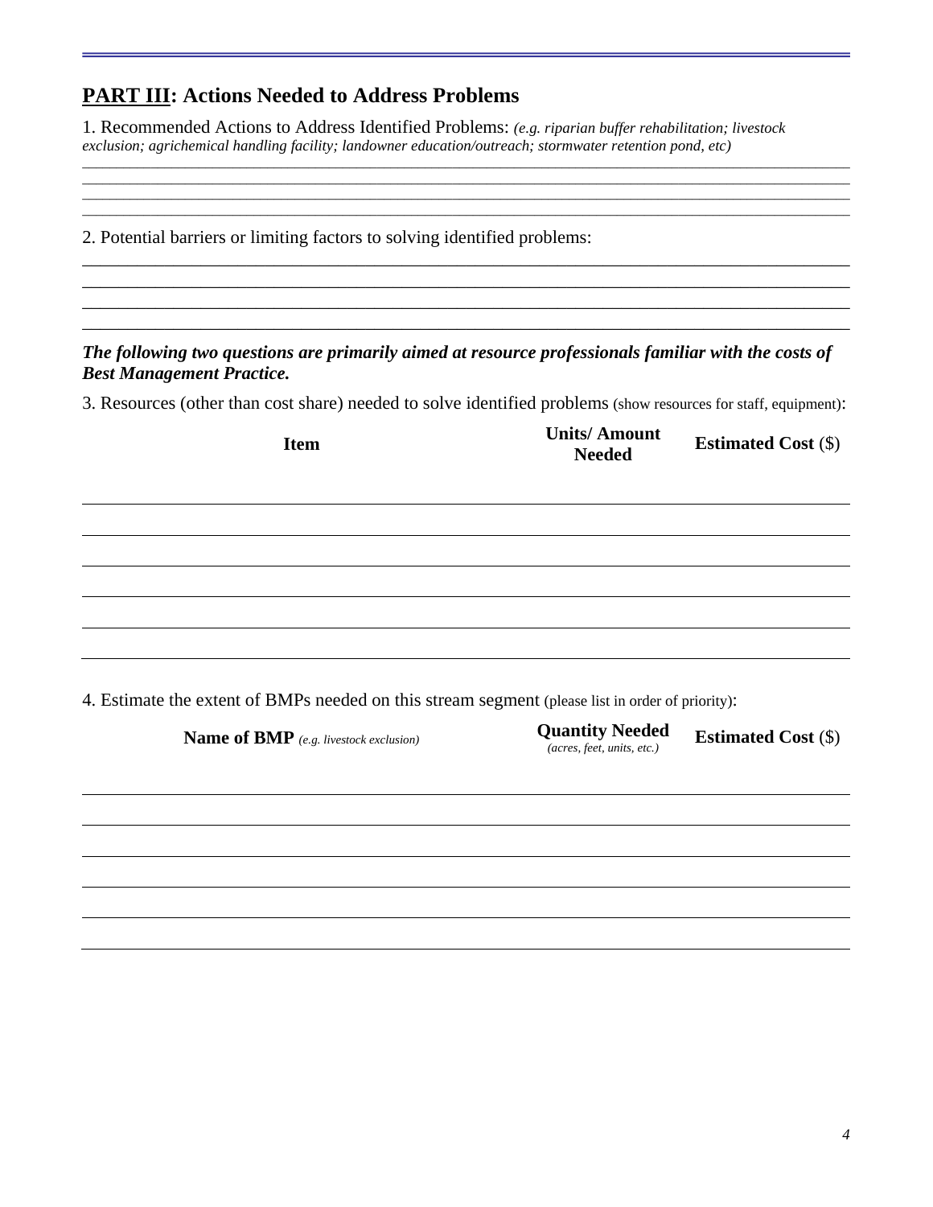## PART III: Actions Needed to Address Problems

1. Recommended Actions to Address Identified Problems: ***(e.g. riparian buffer rehabilitation; livestock exclusion; agrichemical handling facility; landowner education/outreach; stormwater retention pond, etc)***

___________________________________________________________________________________________
___________________________________________________________________________________________
___________________________________________________________________________________________
___________________________________________________________________________________________

2. Potential barriers or limiting factors to solving identified problems:

___________________________________________________________________________________________
___________________________________________________________________________________________
___________________________________________________________________________________________
___________________________________________________________________________________________

***The following two questions are primarily aimed at resource professionals familiar with the costs of Best Management Practice.***

3. Resources (other than cost share) needed to solve identified problems (show resources for staff, equipment):

| Item | Units/ Amount Needed | Estimated Cost ($) |
|---|---|---|
| | | |
| | | |
| | | |
| | | |
| | | |
| | | |

4. Estimate the extent of BMPs needed on this stream segment (please list in order of priority):

| Name of BMP *(e.g. livestock exclusion)* | Quantity Needed *(acres, feet, units, etc.)* | Estimated Cost ($) |
|---|---|---|
| | | |
| | | |
| | | |
| | | |
| | | |
| | | |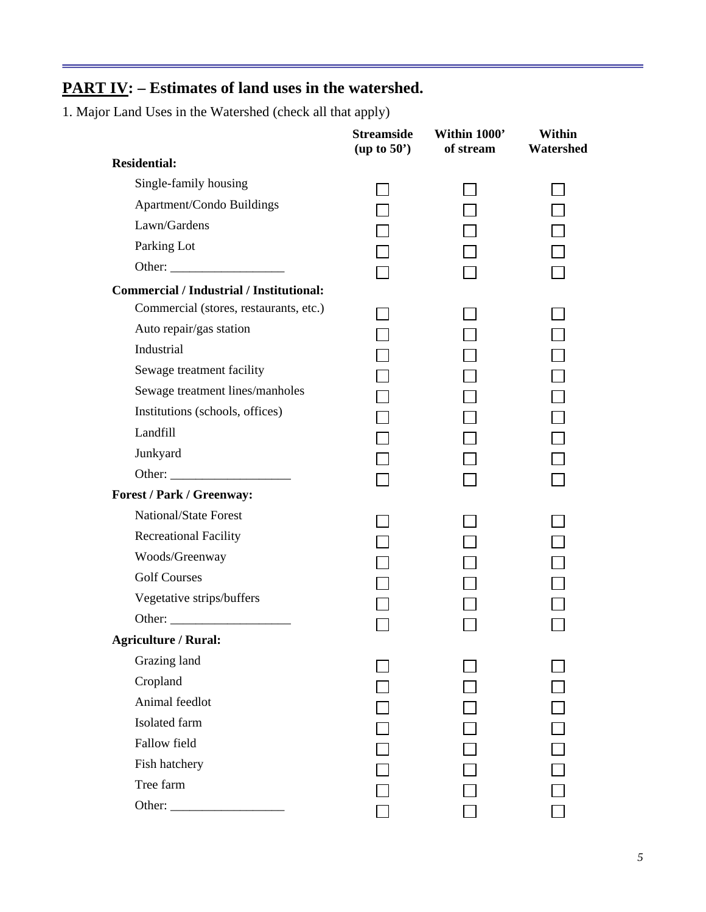## **PART IV**: – Estimates of land uses in the watershed.

1. Major Land Uses in the Watershed (check all that apply)

| | Streamside (up to 50') | Within 1000' of stream | Within Watershed |
|---|---|---|---|
| **Residential:** | | | |
| Single-family housing | ☐ | ☐ | ☐ |
| Apartment/Condo Buildings | ☐ | ☐ | ☐ |
| Lawn/Gardens | ☐ | ☐ | ☐ |
| Parking Lot | ☐ | ☐ | ☐ |
| Other: __________________ | ☐ | ☐ | ☐ |
| **Commercial / Industrial / Institutional:** | | | |
| Commercial (stores, restaurants, etc.) | ☐ | ☐ | ☐ |
| Auto repair/gas station | ☐ | ☐ | ☐ |
| Industrial | ☐ | ☐ | ☐ |
| Sewage treatment facility | ☐ | ☐ | ☐ |
| Sewage treatment lines/manholes | ☐ | ☐ | ☐ |
| Institutions (schools, offices) | ☐ | ☐ | ☐ |
| Landfill | ☐ | ☐ | ☐ |
| Junkyard | ☐ | ☐ | ☐ |
| Other: ___________________ | ☐ | ☐ | ☐ |
| **Forest / Park / Greenway:** | | | |
| National/State Forest | ☐ | ☐ | ☐ |
| Recreational Facility | ☐ | ☐ | ☐ |
| Woods/Greenway | ☐ | ☐ | ☐ |
| Golf Courses | ☐ | ☐ | ☐ |
| Vegetative strips/buffers | ☐ | ☐ | ☐ |
| Other: ___________________ | ☐ | ☐ | ☐ |
| **Agriculture / Rural:** | | | |
| Grazing land | ☐ | ☐ | ☐ |
| Cropland | ☐ | ☐ | ☐ |
| Animal feedlot | ☐ | ☐ | ☐ |
| Isolated farm | ☐ | ☐ | ☐ |
| Fallow field | ☐ | ☐ | ☐ |
| Fish hatchery | ☐ | ☐ | ☐ |
| Tree farm | ☐ | ☐ | ☐ |
| Other: __________________ | ☐ | ☐ | ☐ |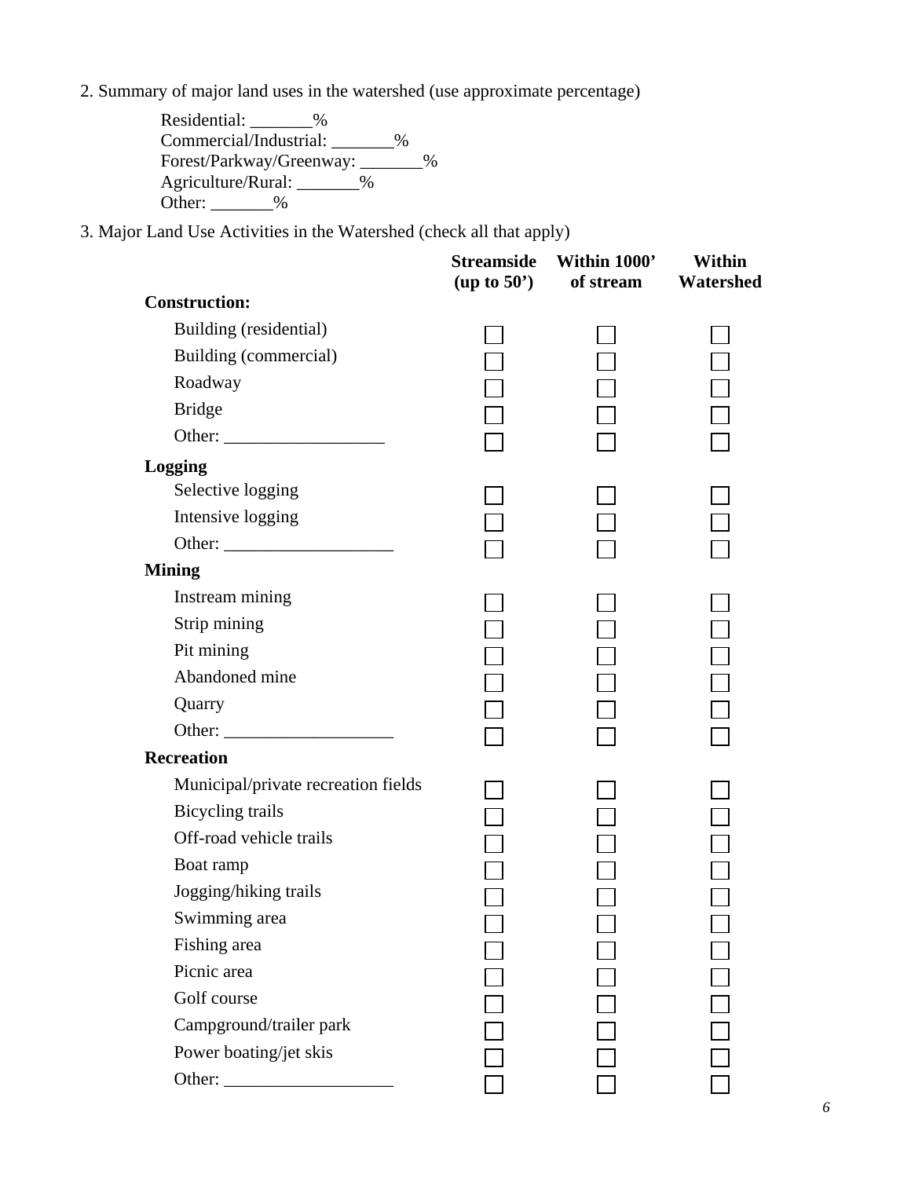2. Summary of major land uses in the watershed (use approximate percentage)

Residential: _______%
Commercial/Industrial: _______%
Forest/Parkway/Greenway: _______%
Agriculture/Rural: _______%
Other: _______%

3. Major Land Use Activities in the Watershed (check all that apply)

| | Streamside (up to 50') | Within 1000' of stream | Within Watershed |
|---|---|---|---|
| **Construction:** | | | |
| Building (residential) | ☐ | ☐ | ☐ |
| Building (commercial) | ☐ | ☐ | ☐ |
| Roadway | ☐ | ☐ | ☐ |
| Bridge | ☐ | ☐ | ☐ |
| Other: __________________ | ☐ | ☐ | ☐ |
| **Logging** | | | |
| Selective logging | ☐ | ☐ | ☐ |
| Intensive logging | ☐ | ☐ | ☐ |
| Other: ___________________ | ☐ | ☐ | ☐ |
| **Mining** | | | |
| Instream mining | ☐ | ☐ | ☐ |
| Strip mining | ☐ | ☐ | ☐ |
| Pit mining | ☐ | ☐ | ☐ |
| Abandoned mine | ☐ | ☐ | ☐ |
| Quarry | ☐ | ☐ | ☐ |
| Other: ___________________ | ☐ | ☐ | ☐ |
| **Recreation** | | | |
| Municipal/private recreation fields | ☐ | ☐ | ☐ |
| Bicycling trails | ☐ | ☐ | ☐ |
| Off-road vehicle trails | ☐ | ☐ | ☐ |
| Boat ramp | ☐ | ☐ | ☐ |
| Jogging/hiking trails | ☐ | ☐ | ☐ |
| Swimming area | ☐ | ☐ | ☐ |
| Fishing area | ☐ | ☐ | ☐ |
| Picnic area | ☐ | ☐ | ☐ |
| Golf course | ☐ | ☐ | ☐ |
| Campground/trailer park | ☐ | ☐ | ☐ |
| Power boating/jet skis | ☐ | ☐ | ☐ |
| Other: ___________________ | ☐ | ☐ | ☐ |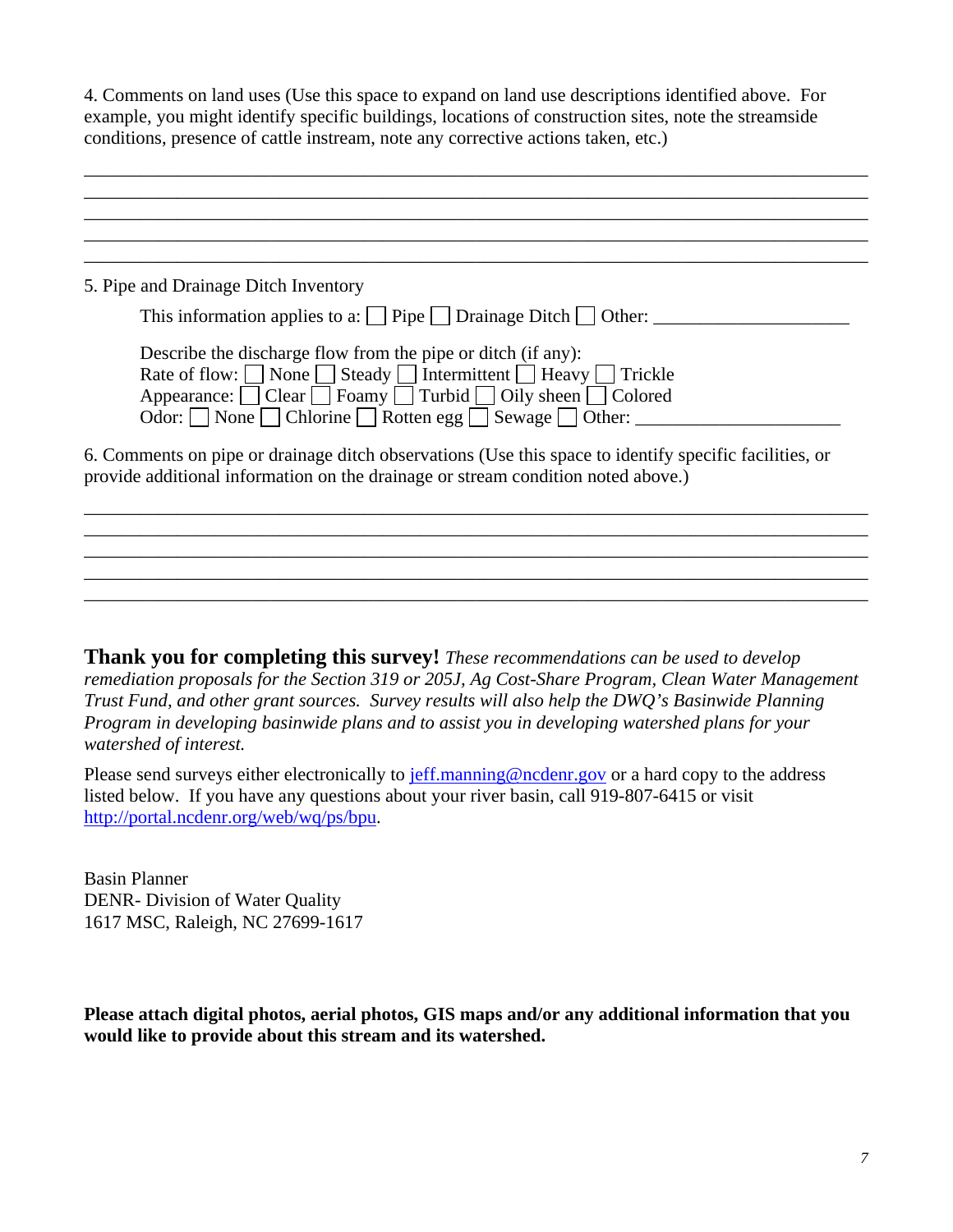4. Comments on land uses (Use this space to expand on land use descriptions identified above. For example, you might identify specific buildings, locations of construction sites, note the streamside conditions, presence of cattle instream, note any corrective actions taken, etc.)

______________________________________________________________________________
______________________________________________________________________________
______________________________________________________________________________
______________________________________________________________________________
______________________________________________________________________________

5. Pipe and Drainage Ditch Inventory

This information applies to a: ☐ Pipe ☐ Drainage Ditch ☐ Other: ____________________

Describe the discharge flow from the pipe or ditch (if any):
Rate of flow: ☐ None ☐ Steady ☐ Intermittent ☐ Heavy ☐ Trickle
Appearance: ☐ Clear ☐ Foamy ☐ Turbid ☐ Oily sheen ☐ Colored
Odor: ☐ None ☐ Chlorine ☐ Rotten egg ☐ Sewage ☐ Other: _____________________

6. Comments on pipe or drainage ditch observations (Use this space to identify specific facilities, or provide additional information on the drainage or stream condition noted above.)

______________________________________________________________________________
______________________________________________________________________________
______________________________________________________________________________
______________________________________________________________________________
______________________________________________________________________________

**Thank you for completing this survey!** *These recommendations can be used to develop remediation proposals for the Section 319 or 205J, Ag Cost-Share Program, Clean Water Management Trust Fund, and other grant sources. Survey results will also help the DWQ's Basinwide Planning Program in developing basinwide plans and to assist you in developing watershed plans for your watershed of interest.*

Please send surveys either electronically to [jeff.manning@ncdenr.gov](mailto:jeff.manning@ncdenr.gov) or a hard copy to the address listed below. If you have any questions about your river basin, call 919-807-6415 or visit [http://portal.ncdenr.org/web/wq/ps/bpu](http://portal.ncdenr.org/web/wq/ps/bpu).

Basin Planner
DENR- Division of Water Quality
1617 MSC, Raleigh, NC 27699-1617

**Please attach digital photos, aerial photos, GIS maps and/or any additional information that you would like to provide about this stream and its watershed.**